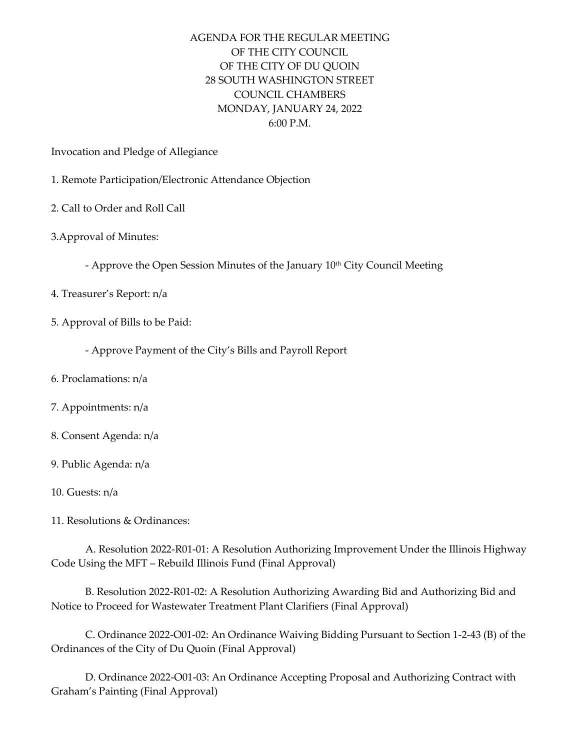# AGENDA FOR THE REGULAR MEETING
# OF THE CITY COUNCIL
# OF THE CITY OF DU QUOIN
# 28 SOUTH WASHINGTON STREET
# COUNCIL CHAMBERS
# MONDAY, JANUARY 24, 2022
# 6:00 P.M.

Invocation and Pledge of Allegiance

1. Remote Participation/Electronic Attendance Objection

2. Call to Order and Roll Call

3.Approval of Minutes:

   - Approve the Open Session Minutes of the January 10th City Council Meeting

4. Treasurer's Report: n/a

5. Approval of Bills to be Paid:

   - Approve Payment of the City's Bills and Payroll Report

6. Proclamations: n/a

7. Appointments: n/a

8. Consent Agenda: n/a

9. Public Agenda: n/a

10. Guests: n/a

11. Resolutions & Ordinances:

   A. Resolution 2022-R01-01: A Resolution Authorizing Improvement Under the Illinois Highway Code Using the MFT – Rebuild Illinois Fund (Final Approval)

   B. Resolution 2022-R01-02: A Resolution Authorizing Awarding Bid and Authorizing Bid and Notice to Proceed for Wastewater Treatment Plant Clarifiers (Final Approval)

   C. Ordinance 2022-O01-02: An Ordinance Waiving Bidding Pursuant to Section 1-2-43 (B) of the Ordinances of the City of Du Quoin (Final Approval)

   D. Ordinance 2022-O01-03: An Ordinance Accepting Proposal and Authorizing Contract with Graham's Painting (Final Approval)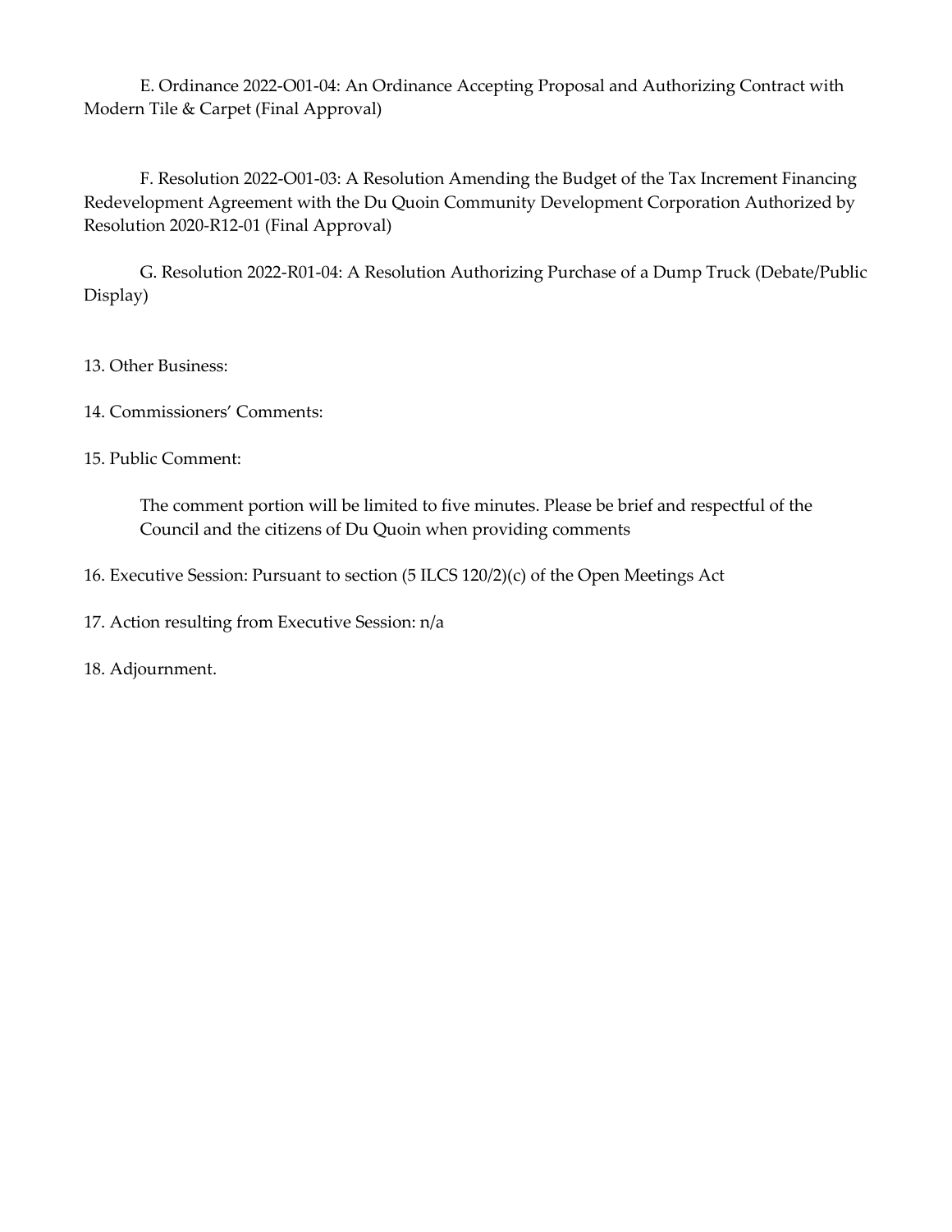E. Ordinance 2022-O01-04: An Ordinance Accepting Proposal and Authorizing Contract with Modern Tile & Carpet (Final Approval)

F. Resolution 2022-O01-03: A Resolution Amending the Budget of the Tax Increment Financing Redevelopment Agreement with the Du Quoin Community Development Corporation Authorized by Resolution 2020-R12-01 (Final Approval)

G. Resolution 2022-R01-04: A Resolution Authorizing Purchase of a Dump Truck (Debate/Public Display)

13. Other Business:

14. Commissioners' Comments:

15. Public Comment:

The comment portion will be limited to five minutes. Please be brief and respectful of the Council and the citizens of Du Quoin when providing comments

16. Executive Session: Pursuant to section (5 ILCS 120/2)(c) of the Open Meetings Act

17. Action resulting from Executive Session: n/a

18. Adjournment.